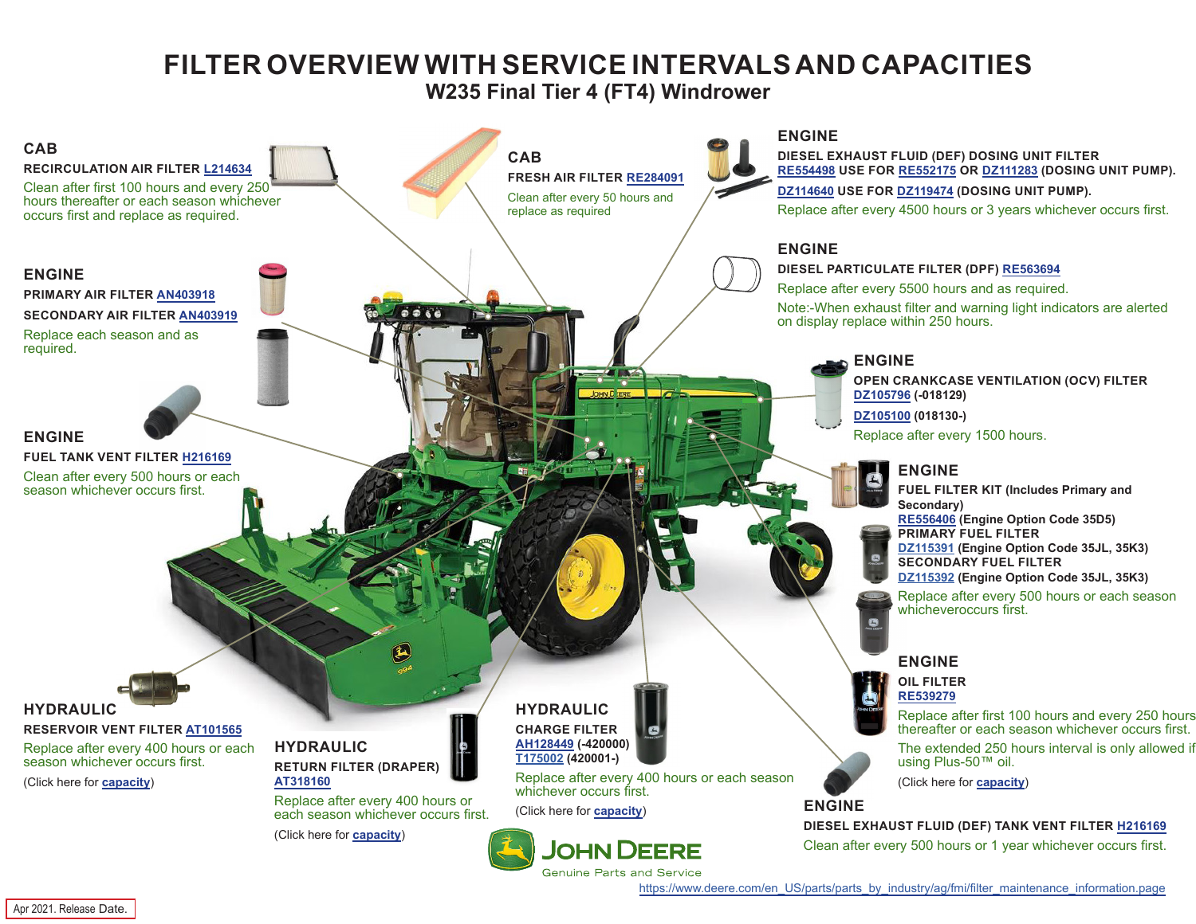# FILTER OVERVIEW WITH SERVICE INTERVALS AND CAPACITIES

## W235 Final Tier 4 (FT4) Windrower

### CAB

**RECIRCULATION AIR FILTER L214634**

Clean after first 100 hours and every 250 hours thereafter or each season whichever occurs first and replace as required.

### CAB

**FRESH AIR FILTER RE284091**

Clean after every 50 hours and replace as required

### ENGINE

**DIESEL EXHAUST FLUID (DEF) DOSING UNIT FILTER**

**RE554498 USE FOR RE552175 OR DZ111283 (DOSING UNIT PUMP).**

**DZ114640 USE FOR DZ119474 (DOSING UNIT PUMP).**

Replace after every 4500 hours or 3 years whichever occurs first.

### ENGINE

**DIESEL PARTICULATE FILTER (DPF) RE563694**

Replace after every 5500 hours and as required.

Note:-When exhaust filter and warning light indicators are alerted on display replace within 250 hours.

### ENGINE

**PRIMARY AIR FILTER AN403918**

**SECONDARY AIR FILTER AN403919**

Replace each season and as required.

### ENGINE

**OPEN CRANKCASE VENTILATION (OCV) FILTER**

**DZ105796 (-018129)**

**DZ105100 (018130-)**

Replace after every 1500 hours.

### ENGINE

**FUEL TANK VENT FILTER H216169**

Clean after every 500 hours or each season whichever occurs first.

### ENGINE

**FUEL FILTER KIT (Includes Primary and Secondary)**

**RE556406 (Engine Option Code 35D5)**

**PRIMARY FUEL FILTER**

**DZ115391 (Engine Option Code 35JL, 35K3)**

**SECONDARY FUEL FILTER**

**DZ115392 (Engine Option Code 35JL, 35K3)**

Replace after every 500 hours or each season whicheveroccurs first.

### ENGINE

**OIL FILTER**

**RE539279**

Replace after first 100 hours and every 250 hours thereafter or each season whichever occurs first.

The extended 250 hours interval is only allowed if using Plus-50™ oil.

(Click here for **capacity**)

### HYDRAULIC

**RESERVOIR VENT FILTER AT101565**

Replace after every 400 hours or each season whichever occurs first.

(Click here for **capacity**)

### HYDRAULIC

**RETURN FILTER (DRAPER)**

**AT318160**

Replace after every 400 hours or each season whichever occurs first.

(Click here for **capacity**)

### HYDRAULIC

**CHARGE FILTER**

**AH128449 (-420000)**

**T175002 (420001-)**

Replace after every 400 hours or each season whichever occurs first.

(Click here for **capacity**)

### ENGINE

**DIESEL EXHAUST FLUID (DEF) TANK VENT FILTER H216169**

Clean after every 500 hours or 1 year whichever occurs first.

JOHN DEERE

Genuine Parts and Service

https://www.deere.com/en_US/parts/parts_by_industry/ag/fmi/filter_maintenance_information.page

Apr 2021. Release Date.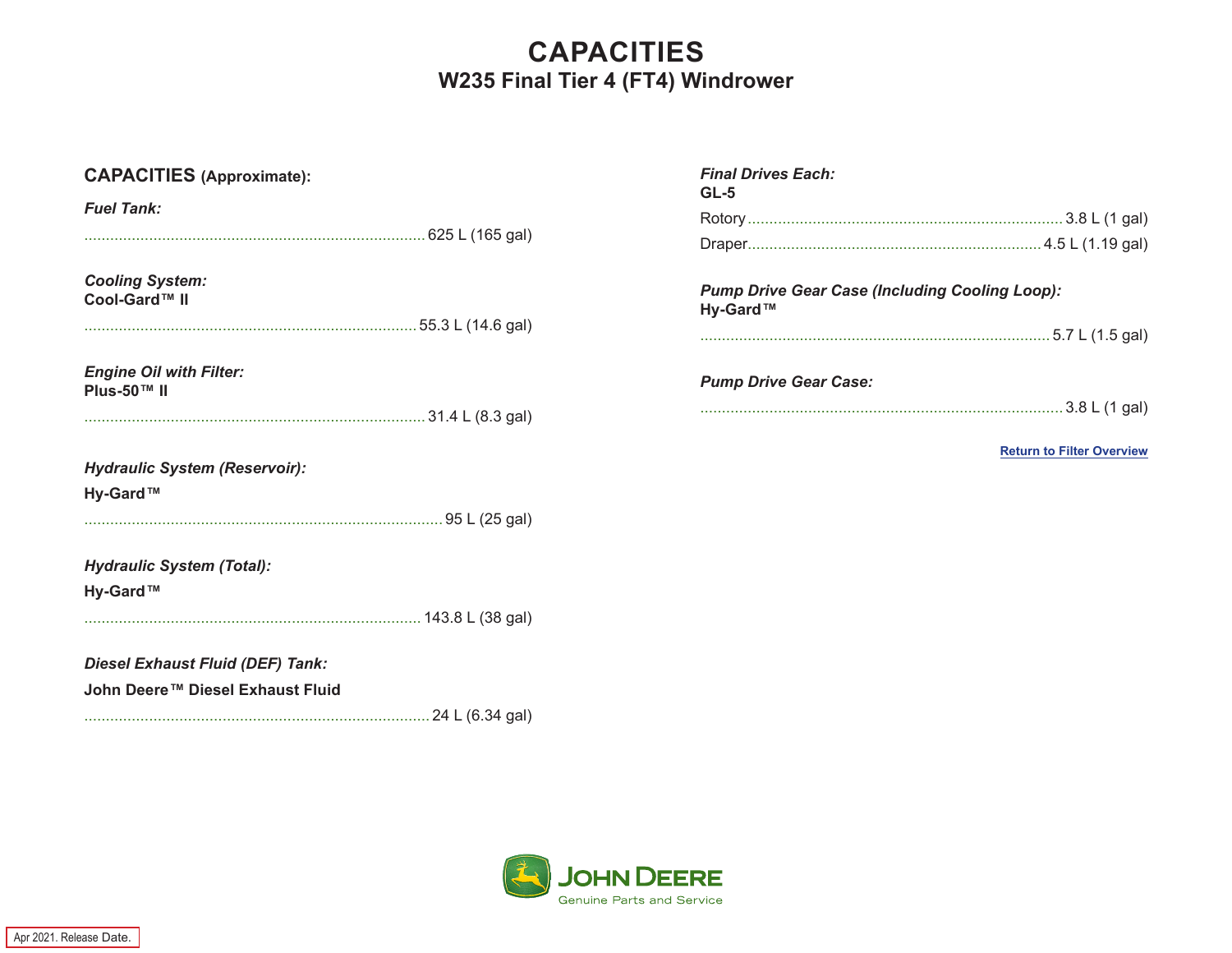# CAPACITIES

## W235 Final Tier 4 (FT4) Windrower

### CAPACITIES (Approximate):

***Fuel Tank:***

................................................................................ 625 L (165 gal)

***Cooling System:***
**Cool-Gard™ II**

................................................................................ 55.3 L (14.6 gal)

***Engine Oil with Filter:***
**Plus-50™ II**

................................................................................ 31.4 L (8.3 gal)

***Hydraulic System (Reservoir):***

**Hy-Gard™**

................................................................................ 95 L (25 gal)

***Hydraulic System (Total):***

**Hy-Gard™**

................................................................................ 143.8 L (38 gal)

***Diesel Exhaust Fluid (DEF) Tank:***

**John Deere™ Diesel Exhaust Fluid**

................................................................................ 24 L (6.34 gal)

***Final Drives Each:***
**GL-5**

Rotory ........................................................................ 3.8 L (1 gal)

Draper........................................................................ 4.5 L (1.19 gal)

***Pump Drive Gear Case (Including Cooling Loop):***
**Hy-Gard™**

................................................................................ 5.7 L (1.5 gal)

***Pump Drive Gear Case:***

................................................................................ 3.8 L (1 gal)

Return to Filter Overview

JOHN DEERE
Genuine Parts and Service

Apr 2021. Release Date.